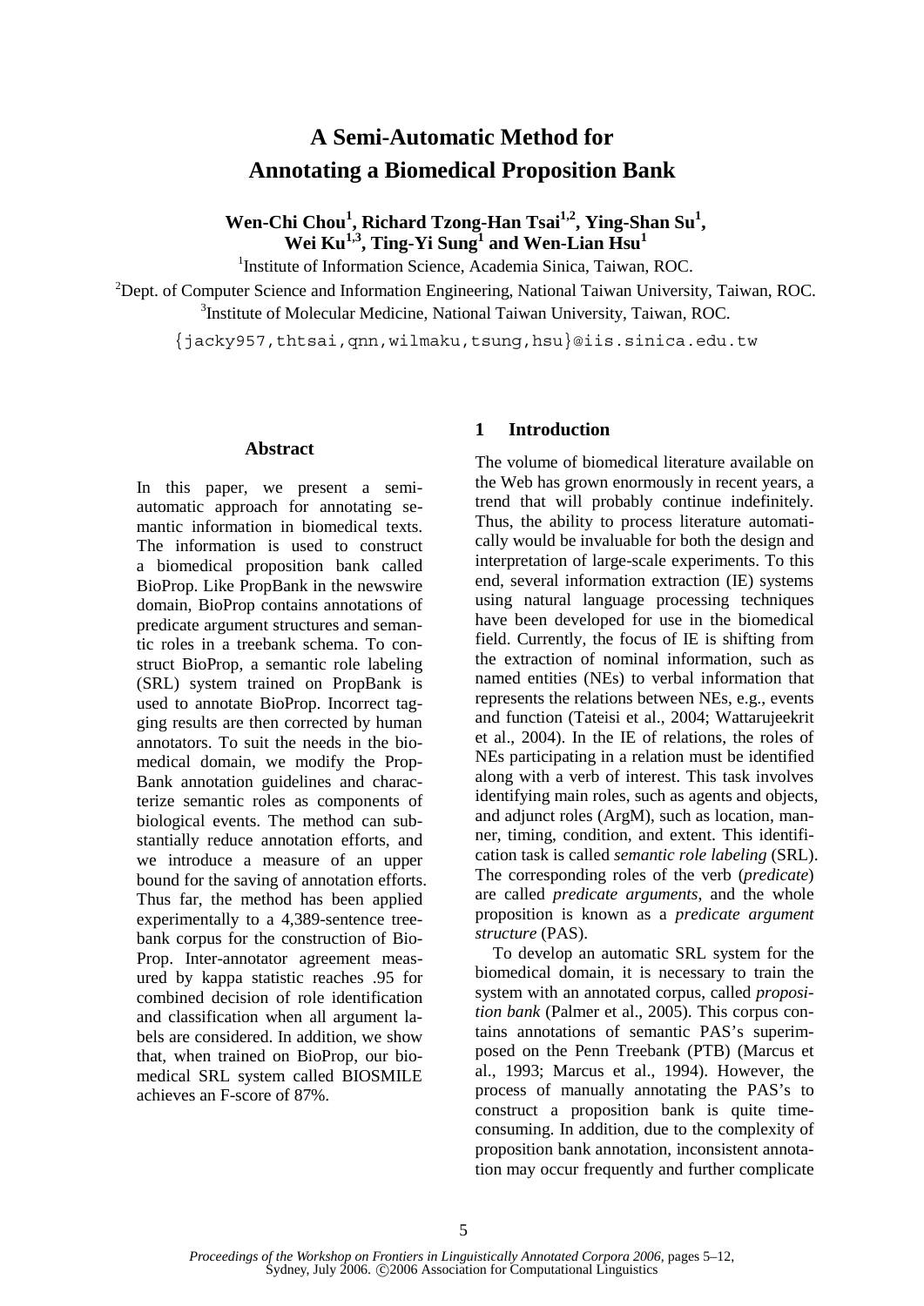# A Semi-Automatic Method for Annotating a Biomedical Proposition Bank

**Wen-Chi Chou[1], Richard Tzong-Han Tsai[1,2], Ying-Shan Su[1], Wei Ku[1,3], Ting-Yi Sung[1] and Wen-Lian Hsu[1]**

[1]Institute of Information Science, Academia Sinica, Taiwan, ROC.

[2]Dept. of Computer Science and Information Engineering, National Taiwan University, Taiwan, ROC.

[3]Institute of Molecular Medicine, National Taiwan University, Taiwan, ROC.

{jacky957,thtsai,qnn,wilmaku,tsung,hsu}@iis.sinica.edu.tw

## Abstract

In this paper, we present a semi-automatic approach for annotating semantic information in biomedical texts. The information is used to construct a biomedical proposition bank called BioProp. Like PropBank in the newswire domain, BioProp contains annotations of predicate argument structures and semantic roles in a treebank schema. To construct BioProp, a semantic role labeling (SRL) system trained on PropBank is used to annotate BioProp. Incorrect tagging results are then corrected by human annotators. To suit the needs in the biomedical domain, we modify the PropBank annotation guidelines and characterize semantic roles as components of biological events. The method can substantially reduce annotation efforts, and we introduce a measure of an upper bound for the saving of annotation efforts. Thus far, the method has been applied experimentally to a 4,389-sentence treebank corpus for the construction of BioProp. Inter-annotator agreement measured by kappa statistic reaches .95 for combined decision of role identification and classification when all argument labels are considered. In addition, we show that, when trained on BioProp, our biomedical SRL system called BIOSMILE achieves an F-score of 87%.

## 1 Introduction

The volume of biomedical literature available on the Web has grown enormously in recent years, a trend that will probably continue indefinitely. Thus, the ability to process literature automatically would be invaluable for both the design and interpretation of large-scale experiments. To this end, several information extraction (IE) systems using natural language processing techniques have been developed for use in the biomedical field. Currently, the focus of IE is shifting from the extraction of nominal information, such as named entities (NEs) to verbal information that represents the relations between NEs, e.g., events and function (Tateisi et al., 2004; Wattarujeekrit et al., 2004). In the IE of relations, the roles of NEs participating in a relation must be identified along with a verb of interest. This task involves identifying main roles, such as agents and objects, and adjunct roles (ArgM), such as location, manner, timing, condition, and extent. This identification task is called *semantic role labeling* (SRL). The corresponding roles of the verb (*predicate*) are called *predicate arguments*, and the whole proposition is known as a *predicate argument structure* (PAS).

To develop an automatic SRL system for the biomedical domain, it is necessary to train the system with an annotated corpus, called *proposition bank* (Palmer et al., 2005). This corpus contains annotations of semantic PAS's superimposed on the Penn Treebank (PTB) (Marcus et al., 1993; Marcus et al., 1994). However, the process of manually annotating the PAS's to construct a proposition bank is quite time-consuming. In addition, due to the complexity of proposition bank annotation, inconsistent annotation may occur frequently and further complicate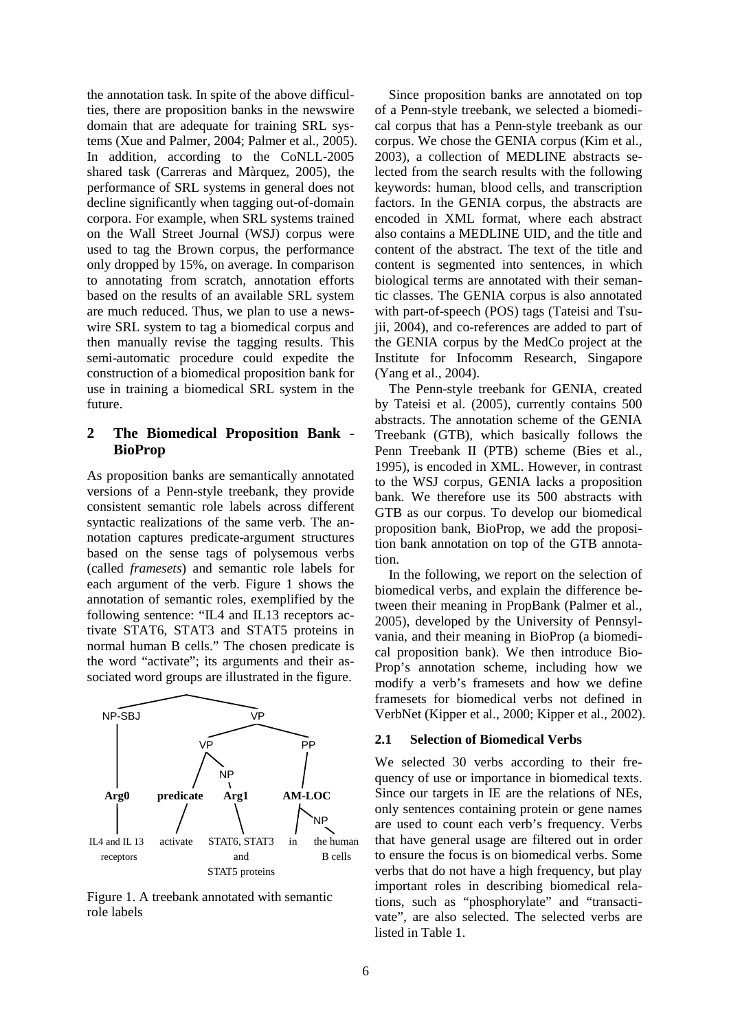the annotation task. In spite of the above difficulties, there are proposition banks in the newswire domain that are adequate for training SRL systems (Xue and Palmer, 2004; Palmer et al., 2005). In addition, according to the CoNLL-2005 shared task (Carreras and Màrquez, 2005), the performance of SRL systems in general does not decline significantly when tagging out-of-domain corpora. For example, when SRL systems trained on the Wall Street Journal (WSJ) corpus were used to tag the Brown corpus, the performance only dropped by 15%, on average. In comparison to annotating from scratch, annotation efforts based on the results of an available SRL system are much reduced. Thus, we plan to use a newswire SRL system to tag a biomedical corpus and then manually revise the tagging results. This semi-automatic procedure could expedite the construction of a biomedical proposition bank for use in training a biomedical SRL system in the future.

## 2 The Biomedical Proposition Bank - BioProp

As proposition banks are semantically annotated versions of a Penn-style treebank, they provide consistent semantic role labels across different syntactic realizations of the same verb. The annotation captures predicate-argument structures based on the sense tags of polysemous verbs (called *framesets*) and semantic role labels for each argument of the verb. Figure 1 shows the annotation of semantic roles, exemplified by the following sentence: "IL4 and IL13 receptors activate STAT6, STAT3 and STAT5 proteins in normal human B cells." The chosen predicate is the word "activate"; its arguments and their associated word groups are illustrated in the figure.

```
                 S
      ___________|___________
     |                       |
   NP-SBJ                    VP
     |                _______|_______
     |               |               |
     |               VP              PP
     |             __|__           __|__
     |            |     NP        |     NP
     |            |     |         |      |
   Arg0      predicate  Arg1    AM-LOC
     |            |     |         |      |
IL4 and IL 13  activate STAT6, STAT3  in  the human
  receptors             and            B cells
                    STAT5 proteins
```

Figure 1. A treebank annotated with semantic role labels

Since proposition banks are annotated on top of a Penn-style treebank, we selected a biomedical corpus that has a Penn-style treebank as our corpus. We chose the GENIA corpus (Kim et al., 2003), a collection of MEDLINE abstracts selected from the search results with the following keywords: human, blood cells, and transcription factors. In the GENIA corpus, the abstracts are encoded in XML format, where each abstract also contains a MEDLINE UID, and the title and content of the abstract. The text of the title and content is segmented into sentences, in which biological terms are annotated with their semantic classes. The GENIA corpus is also annotated with part-of-speech (POS) tags (Tateisi and Tsujii, 2004), and co-references are added to part of the GENIA corpus by the MedCo project at the Institute for Infocomm Research, Singapore (Yang et al., 2004).

The Penn-style treebank for GENIA, created by Tateisi et al. (2005), currently contains 500 abstracts. The annotation scheme of the GENIA Treebank (GTB), which basically follows the Penn Treebank II (PTB) scheme (Bies et al., 1995), is encoded in XML. However, in contrast to the WSJ corpus, GENIA lacks a proposition bank. We therefore use its 500 abstracts with GTB as our corpus. To develop our biomedical proposition bank, BioProp, we add the proposition bank annotation on top of the GTB annotation.

In the following, we report on the selection of biomedical verbs, and explain the difference between their meaning in PropBank (Palmer et al., 2005), developed by the University of Pennsylvania, and their meaning in BioProp (a biomedical proposition bank). We then introduce BioProp's annotation scheme, including how we modify a verb's framesets and how we define framesets for biomedical verbs not defined in VerbNet (Kipper et al., 2000; Kipper et al., 2002).

### 2.1 Selection of Biomedical Verbs

We selected 30 verbs according to their frequency of use or importance in biomedical texts. Since our targets in IE are the relations of NEs, only sentences containing protein or gene names are used to count each verb's frequency. Verbs that have general usage are filtered out in order to ensure the focus is on biomedical verbs. Some verbs that do not have a high frequency, but play important roles in describing biomedical relations, such as "phosphorylate" and "transactivate", are also selected. The selected verbs are listed in Table 1.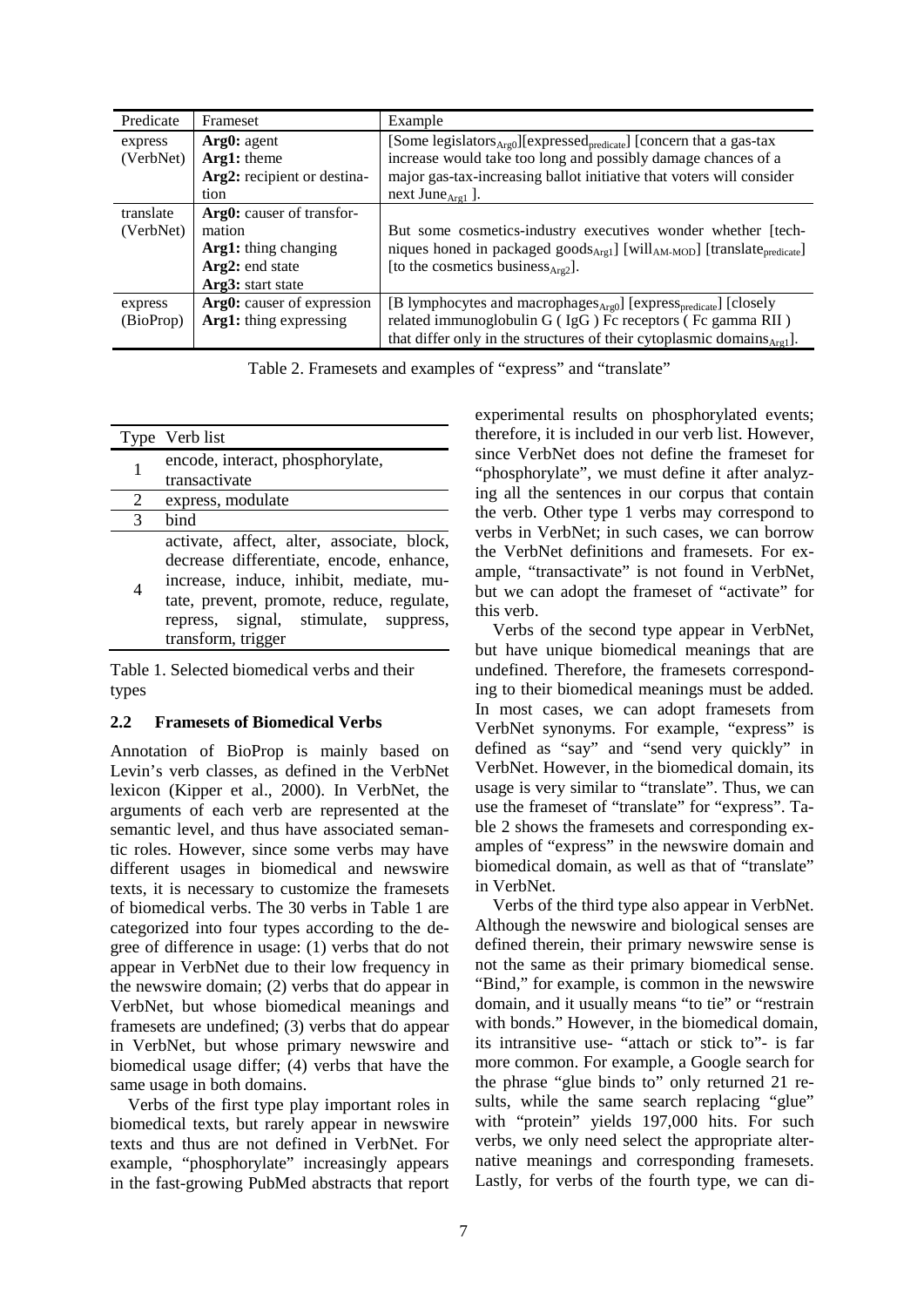| Predicate | Frameset | Example |
|---|---|---|
| express (VerbNet) | **Arg0:** agent<br>**Arg1:** theme<br>**Arg2:** recipient or destination | [Some legislators$_{Arg0}$][expressed$_{predicate}$] [concern that a gas-tax increase would take too long and possibly damage chances of a major gas-tax-increasing ballot initiative that voters will consider next June$_{Arg1}$ ]. |
| translate (VerbNet) | **Arg0:** causer of transformation<br>**Arg1:** thing changing<br>**Arg2:** end state<br>**Arg3:** start state | But some cosmetics-industry executives wonder whether [techniques honed in packaged goods$_{Arg1}$] [will$_{AM-MOD}$] [translate$_{predicate}$] [to the cosmetics business$_{Arg2}$]. |
| express (BioProp) | **Arg0:** causer of expression<br>**Arg1:** thing expressing | [B lymphocytes and macrophages$_{Arg0}$] [express$_{predicate}$] [closely related immunoglobulin G ( IgG ) Fc receptors ( Fc gamma RII ) that differ only in the structures of their cytoplasmic domains$_{Arg1}$]. |

Table 2. Framesets and examples of "express" and "translate"

| Type | Verb list |
|---|---|
| 1 | encode, interact, phosphorylate, transactivate |
| 2 | express, modulate |
| 3 | bind |
| 4 | activate, affect, alter, associate, block, decrease differentiate, encode, enhance, increase, induce, inhibit, mediate, mutate, prevent, promote, reduce, regulate, repress, signal, stimulate, suppress, transform, trigger |

Table 1. Selected biomedical verbs and their types

### 2.2 Framesets of Biomedical Verbs

Annotation of BioProp is mainly based on Levin's verb classes, as defined in the VerbNet lexicon (Kipper et al., 2000). In VerbNet, the arguments of each verb are represented at the semantic level, and thus have associated semantic roles. However, since some verbs may have different usages in biomedical and newswire texts, it is necessary to customize the framesets of biomedical verbs. The 30 verbs in Table 1 are categorized into four types according to the degree of difference in usage: (1) verbs that do not appear in VerbNet due to their low frequency in the newswire domain; (2) verbs that do appear in VerbNet, but whose biomedical meanings and framesets are undefined; (3) verbs that do appear in VerbNet, but whose primary newswire and biomedical usage differ; (4) verbs that have the same usage in both domains.

Verbs of the first type play important roles in biomedical texts, but rarely appear in newswire texts and thus are not defined in VerbNet. For example, "phosphorylate" increasingly appears in the fast-growing PubMed abstracts that report experimental results on phosphorylated events; therefore, it is included in our verb list. However, since VerbNet does not define the frameset for "phosphorylate", we must define it after analyzing all the sentences in our corpus that contain the verb. Other type 1 verbs may correspond to verbs in VerbNet; in such cases, we can borrow the VerbNet definitions and framesets. For example, "transactivate" is not found in VerbNet, but we can adopt the frameset of "activate" for this verb.

Verbs of the second type appear in VerbNet, but have unique biomedical meanings that are undefined. Therefore, the framesets corresponding to their biomedical meanings must be added. In most cases, we can adopt framesets from VerbNet synonyms. For example, "express" is defined as "say" and "send very quickly" in VerbNet. However, in the biomedical domain, its usage is very similar to "translate". Thus, we can use the frameset of "translate" for "express". Table 2 shows the framesets and corresponding examples of "express" in the newswire domain and biomedical domain, as well as that of "translate" in VerbNet.

Verbs of the third type also appear in VerbNet. Although the newswire and biological senses are defined therein, their primary newswire sense is not the same as their primary biomedical sense. "Bind," for example, is common in the newswire domain, and it usually means "to tie" or "restrain with bonds." However, in the biomedical domain, its intransitive use- "attach or stick to"- is far more common. For example, a Google search for the phrase "glue binds to" only returned 21 results, while the same search replacing "glue" with "protein" yields 197,000 hits. For such verbs, we only need select the appropriate alternative meanings and corresponding framesets. Lastly, for verbs of the fourth type, we can di-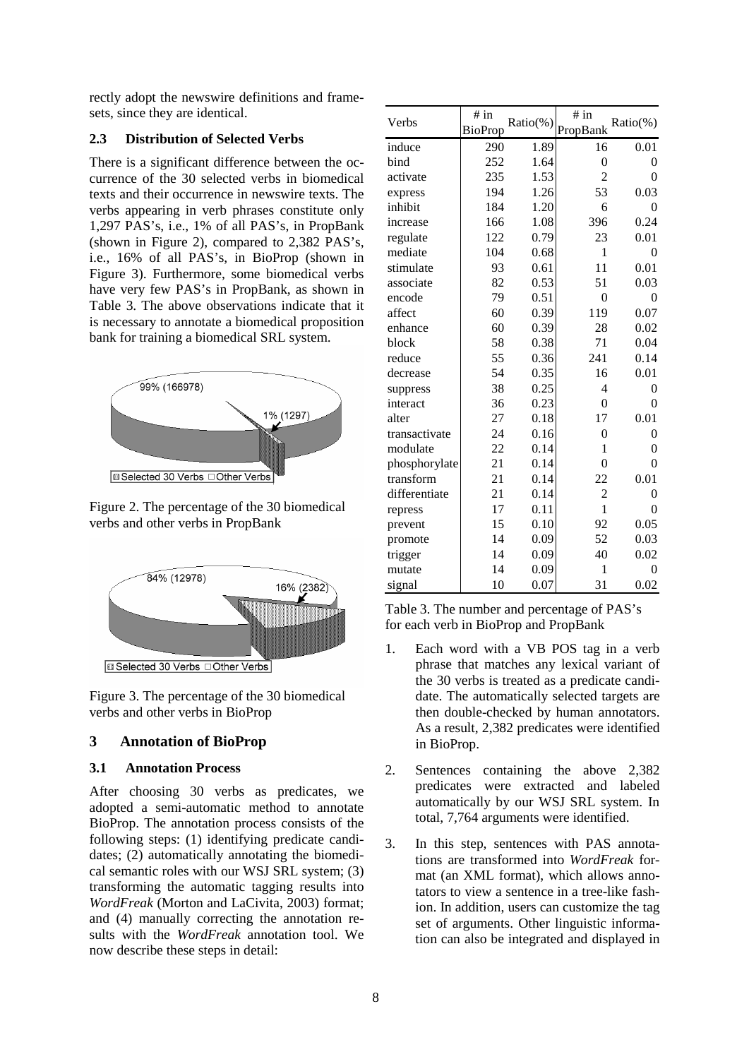rectly adopt the newswire definitions and framesets, since they are identical.

### 2.3 Distribution of Selected Verbs

There is a significant difference between the occurrence of the 30 selected verbs in biomedical texts and their occurrence in newswire texts. The verbs appearing in verb phrases constitute only 1,297 PAS's, i.e., 1% of all PAS's, in PropBank (shown in Figure 2), compared to 2,382 PAS's, i.e., 16% of all PAS's, in BioProp (shown in Figure 3). Furthermore, some biomedical verbs have very few PAS's in PropBank, as shown in Table 3. The above observations indicate that it is necessary to annotate a biomedical proposition bank for training a biomedical SRL system.

Figure 2. The percentage of the 30 biomedical verbs and other verbs in PropBank

Figure 3. The percentage of the 30 biomedical verbs and other verbs in BioProp

## 3 Annotation of BioProp

### 3.1 Annotation Process

After choosing 30 verbs as predicates, we adopted a semi-automatic method to annotate BioProp. The annotation process consists of the following steps: (1) identifying predicate candidates; (2) automatically annotating the biomedical semantic roles with our WSJ SRL system; (3) transforming the automatic tagging results into *WordFreak* (Morton and LaCivita, 2003) format; and (4) manually correcting the annotation results with the *WordFreak* annotation tool. We now describe these steps in detail:

| Verbs | # in BioProp | Ratio(%) | # in PropBank | Ratio(%) |
|---|---|---|---|---|
| induce | 290 | 1.89 | 16 | 0.01 |
| bind | 252 | 1.64 | 0 | 0 |
| activate | 235 | 1.53 | 2 | 0 |
| express | 194 | 1.26 | 53 | 0.03 |
| inhibit | 184 | 1.20 | 6 | 0 |
| increase | 166 | 1.08 | 396 | 0.24 |
| regulate | 122 | 0.79 | 23 | 0.01 |
| mediate | 104 | 0.68 | 1 | 0 |
| stimulate | 93 | 0.61 | 11 | 0.01 |
| associate | 82 | 0.53 | 51 | 0.03 |
| encode | 79 | 0.51 | 0 | 0 |
| affect | 60 | 0.39 | 119 | 0.07 |
| enhance | 60 | 0.39 | 28 | 0.02 |
| block | 58 | 0.38 | 71 | 0.04 |
| reduce | 55 | 0.36 | 241 | 0.14 |
| decrease | 54 | 0.35 | 16 | 0.01 |
| suppress | 38 | 0.25 | 4 | 0 |
| interact | 36 | 0.23 | 0 | 0 |
| alter | 27 | 0.18 | 17 | 0.01 |
| transactivate | 24 | 0.16 | 0 | 0 |
| modulate | 22 | 0.14 | 1 | 0 |
| phosphorylate | 21 | 0.14 | 0 | 0 |
| transform | 21 | 0.14 | 22 | 0.01 |
| differentiate | 21 | 0.14 | 2 | 0 |
| repress | 17 | 0.11 | 1 | 0 |
| prevent | 15 | 0.10 | 92 | 0.05 |
| promote | 14 | 0.09 | 52 | 0.03 |
| trigger | 14 | 0.09 | 40 | 0.02 |
| mutate | 14 | 0.09 | 1 | 0 |
| signal | 10 | 0.07 | 31 | 0.02 |

Table 3. The number and percentage of PAS's for each verb in BioProp and PropBank

1. Each word with a VB POS tag in a verb phrase that matches any lexical variant of the 30 verbs is treated as a predicate candidate. The automatically selected targets are then double-checked by human annotators. As a result, 2,382 predicates were identified in BioProp.

2. Sentences containing the above 2,382 predicates were extracted and labeled automatically by our WSJ SRL system. In total, 7,764 arguments were identified.

3. In this step, sentences with PAS annotations are transformed into *WordFreak* format (an XML format), which allows annotators to view a sentence in a tree-like fashion. In addition, users can customize the tag set of arguments. Other linguistic information can also be integrated and displayed in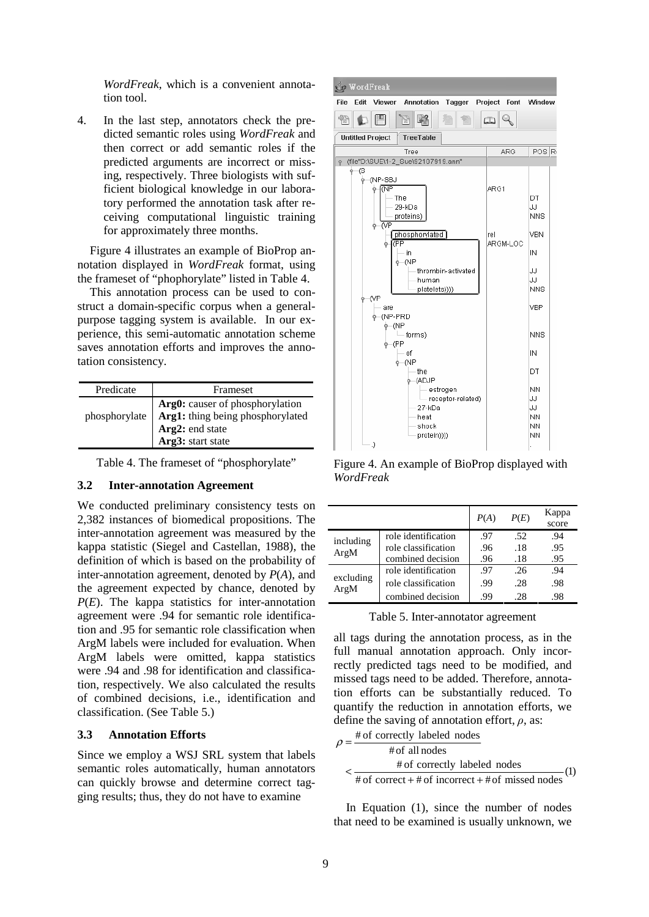*WordFreak*, which is a convenient annotation tool.

4. In the last step, annotators check the predicted semantic roles using *WordFreak* and then correct or add semantic roles if the predicted arguments are incorrect or missing, respectively. Three biologists with sufficient biological knowledge in our laboratory performed the annotation task after receiving computational linguistic training for approximately three months.

Figure 4 illustrates an example of BioProp annotation displayed in *WordFreak* format, using the frameset of "phophorylate" listed in Table 4.

This annotation process can be used to construct a domain-specific corpus when a general-purpose tagging system is available. In our experience, this semi-automatic annotation scheme saves annotation efforts and improves the annotation consistency.

| Predicate | Frameset |
|---|---|
| phosphorylate | **Arg0:** causer of phosphorylation<br>**Arg1:** thing being phosphorylated<br>**Arg2:** end state<br>**Arg3:** start state |

Table 4. The frameset of "phosphorylate"

Figure 4. An example of BioProp displayed with *WordFreak*

### 3.2 Inter-annotation Agreement

We conducted preliminary consistency tests on 2,382 instances of biomedical propositions. The inter-annotation agreement was measured by the kappa statistic (Siegel and Castellan, 1988), the definition of which is based on the probability of inter-annotation agreement, denoted by $P(A)$, and the agreement expected by chance, denoted by $P(E)$. The kappa statistics for inter-annotation agreement were .94 for semantic role identification and .95 for semantic role classification when ArgM labels were included for evaluation. When ArgM labels were omitted, kappa statistics were .94 and .98 for identification and classification, respectively. We also calculated the results of combined decisions, i.e., identification and classification. (See Table 5.)

| | | $P(A)$ | $P(E)$ | Kappa score |
|---|---|---|---|---|
| including ArgM | role identification | .97 | .52 | .94 |
| | role classification | .96 | .18 | .95 |
| | combined decision | .96 | .18 | .95 |
| excluding ArgM | role identification | .97 | .26 | .94 |
| | role classification | .99 | .28 | .98 |
| | combined decision | .99 | .28 | .98 |

Table 5. Inter-annotator agreement

### 3.3 Annotation Efforts

Since we employ a WSJ SRL system that labels semantic roles automatically, human annotators can quickly browse and determine correct tagging results; thus, they do not have to examine all tags during the annotation process, as in the full manual annotation approach. Only incorrectly predicted tags need to be modified, and missed tags need to be added. Therefore, annotation efforts can be substantially reduced. To quantify the reduction in annotation efforts, we define the saving of annotation effort, $\rho$, as:

$$\rho = \frac{\#\text{ of correctly labeled nodes}}{\#\text{ of all nodes}} < \frac{\#\text{ of correctly labeled nodes}}{\#\text{ of correct} + \#\text{ of incorrect} + \#\text{ of missed nodes}} \quad (1)$$

In Equation (1), since the number of nodes that need to be examined is usually unknown, we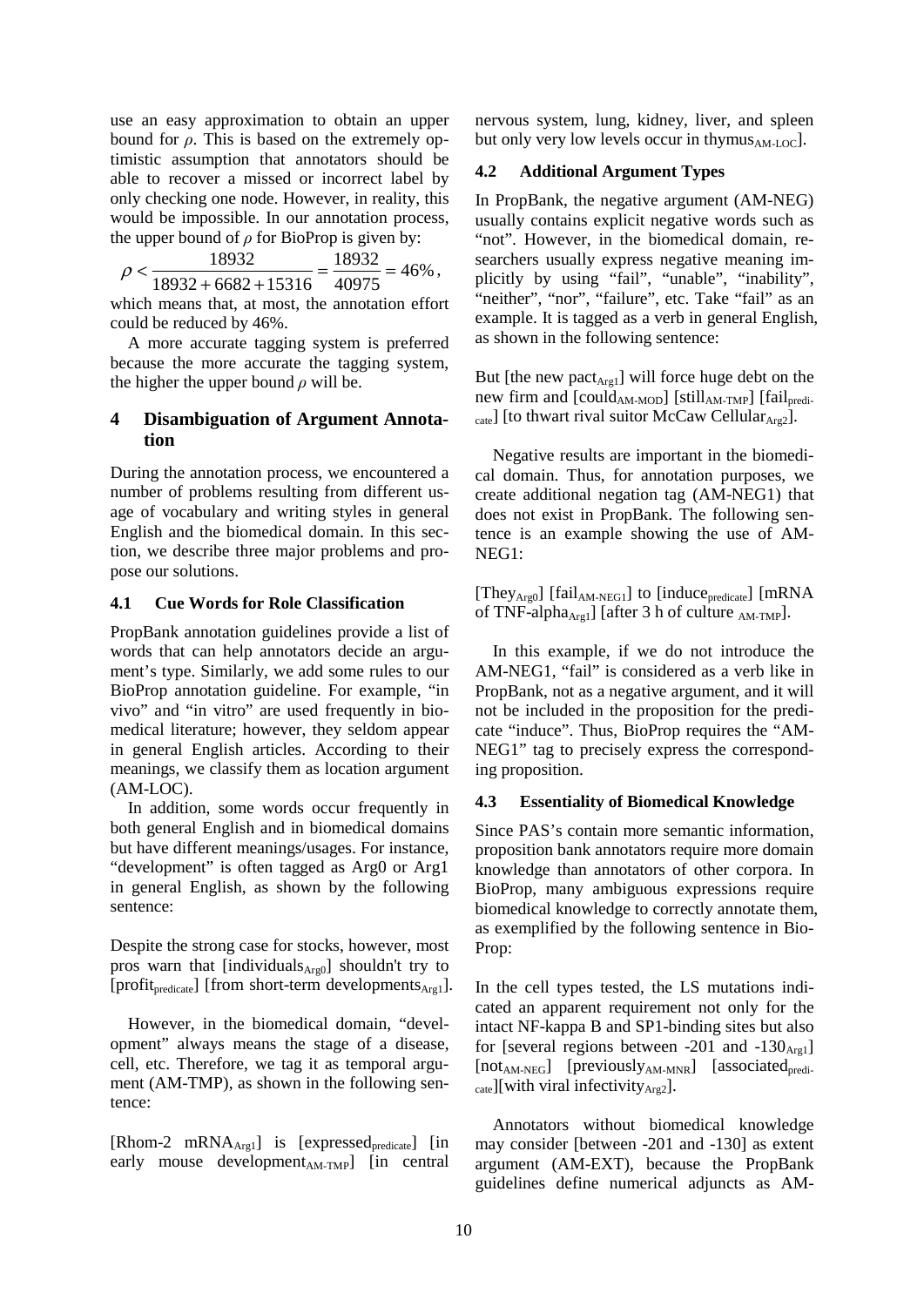use an easy approximation to obtain an upper bound for $\rho$. This is based on the extremely optimistic assumption that annotators should be able to recover a missed or incorrect label by only checking one node. However, in reality, this would be impossible. In our annotation process, the upper bound of $\rho$ for BioProp is given by:

$$\rho < \frac{18932}{18932 + 6682 + 15316} = \frac{18932}{40975} = 46\%,$$

which means that, at most, the annotation effort could be reduced by 46%.

A more accurate tagging system is preferred because the more accurate the tagging system, the higher the upper bound $\rho$ will be.

## 4 Disambiguation of Argument Annotation

During the annotation process, we encountered a number of problems resulting from different usage of vocabulary and writing styles in general English and the biomedical domain. In this section, we describe three major problems and propose our solutions.

### 4.1 Cue Words for Role Classification

PropBank annotation guidelines provide a list of words that can help annotators decide an argument's type. Similarly, we add some rules to our BioProp annotation guideline. For example, "in vivo" and "in vitro" are used frequently in biomedical literature; however, they seldom appear in general English articles. According to their meanings, we classify them as location argument (AM-LOC).

In addition, some words occur frequently in both general English and in biomedical domains but have different meanings/usages. For instance, "development" is often tagged as Arg0 or Arg1 in general English, as shown by the following sentence:

Despite the strong case for stocks, however, most pros warn that [individuals$_{\text{Arg0}}$] shouldn't try to [profit$_{\text{predicate}}$] [from short-term developments$_{\text{Arg1}}$].

However, in the biomedical domain, "development" always means the stage of a disease, cell, etc. Therefore, we tag it as temporal argument (AM-TMP), as shown in the following sentence:

[Rhom-2 mRNA$_{\text{Arg1}}$] is [expressed$_{\text{predicate}}$] [in early mouse development$_{\text{AM-TMP}}$] [in central nervous system, lung, kidney, liver, and spleen but only very low levels occur in thymus$_{\text{AM-LOC}}$].

### 4.2 Additional Argument Types

In PropBank, the negative argument (AM-NEG) usually contains explicit negative words such as "not". However, in the biomedical domain, researchers usually express negative meaning implicitly by using "fail", "unable", "inability", "neither", "nor", "failure", etc. Take "fail" as an example. It is tagged as a verb in general English, as shown in the following sentence:

But [the new pact$_{\text{Arg1}}$] will force huge debt on the new firm and [could$_{\text{AM-MOD}}$] [still$_{\text{AM-TMP}}$] [fail$_{\text{predicate}}$] [to thwart rival suitor McCaw Cellular$_{\text{Arg2}}$].

Negative results are important in the biomedical domain. Thus, for annotation purposes, we create additional negation tag (AM-NEG1) that does not exist in PropBank. The following sentence is an example showing the use of AM-NEG1:

[They$_{\text{Arg0}}$] [fail$_{\text{AM-NEG1}}$] to [induce$_{\text{predicate}}$] [mRNA of TNF-alpha$_{\text{Arg1}}$] [after 3 h of culture $_{\text{AM-TMP}}$].

In this example, if we do not introduce the AM-NEG1, "fail" is considered as a verb like in PropBank, not as a negative argument, and it will not be included in the proposition for the predicate "induce". Thus, BioProp requires the "AM-NEG1" tag to precisely express the corresponding proposition.

### 4.3 Essentiality of Biomedical Knowledge

Since PAS's contain more semantic information, proposition bank annotators require more domain knowledge than annotators of other corpora. In BioProp, many ambiguous expressions require biomedical knowledge to correctly annotate them, as exemplified by the following sentence in BioProp:

In the cell types tested, the LS mutations indicated an apparent requirement not only for the intact NF-kappa B and SP1-binding sites but also for [several regions between -201 and -130$_{\text{Arg1}}$] [not$_{\text{AM-NEG}}$] [previously$_{\text{AM-MNR}}$] [associated$_{\text{predicate}}$][with viral infectivity$_{\text{Arg2}}$].

Annotators without biomedical knowledge may consider [between -201 and -130] as extent argument (AM-EXT), because the PropBank guidelines define numerical adjuncts as AM-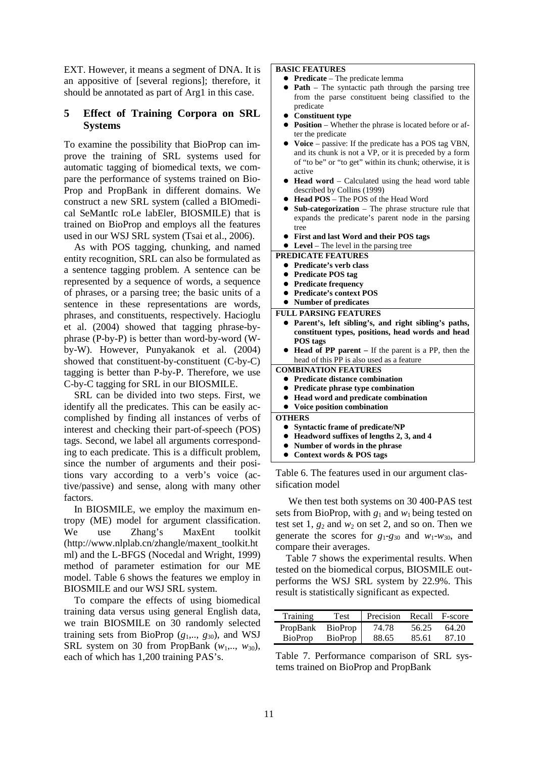EXT. However, it means a segment of DNA. It is an appositive of [several regions]; therefore, it should be annotated as part of Arg1 in this case.

## 5 Effect of Training Corpora on SRL Systems

To examine the possibility that BioProp can improve the training of SRL systems used for automatic tagging of biomedical texts, we compare the performance of systems trained on BioProp and PropBank in different domains. We construct a new SRL system (called a BIOmedical SeMantIc roLe labEler, BIOSMILE) that is trained on BioProp and employs all the features used in our WSJ SRL system (Tsai et al., 2006).

As with POS tagging, chunking, and named entity recognition, SRL can also be formulated as a sentence tagging problem. A sentence can be represented by a sequence of words, a sequence of phrases, or a parsing tree; the basic units of a sentence in these representations are words, phrases, and constituents, respectively. Hacioglu et al. (2004) showed that tagging phrase-by-phrase (P-by-P) is better than word-by-word (W-by-W). However, Punyakanok et al. (2004) showed that constituent-by-constituent (C-by-C) tagging is better than P-by-P. Therefore, we use C-by-C tagging for SRL in our BIOSMILE.

SRL can be divided into two steps. First, we identify all the predicates. This can be easily accomplished by finding all instances of verbs of interest and checking their part-of-speech (POS) tags. Second, we label all arguments corresponding to each predicate. This is a difficult problem, since the number of arguments and their positions vary according to a verb's voice (active/passive) and sense, along with many other factors.

In BIOSMILE, we employ the maximum entropy (ME) model for argument classification. We use Zhang's MaxEnt toolkit (http://www.nlplab.cn/zhangle/maxent_toolkit.html) and the L-BFGS (Nocedal and Wright, 1999) method of parameter estimation for our ME model. Table 6 shows the features we employ in BIOSMILE and our WSJ SRL system.

To compare the effects of using biomedical training data versus using general English data, we train BIOSMILE on 30 randomly selected training sets from BioProp ($g_1$,.., $g_{30}$), and WSJ SRL system on 30 from PropBank ($w_1$,.., $w_{30}$), each of which has 1,200 training PAS's.

**BASIC FEATURES**
- **Predicate** – The predicate lemma
- **Path** – The syntactic path through the parsing tree from the parse constituent being classified to the predicate
- **Constituent type**
- **Position** – Whether the phrase is located before or after the predicate
- **Voice** – passive: If the predicate has a POS tag VBN, and its chunk is not a VP, or it is preceded by a form of "to be" or "to get" within its chunk; otherwise, it is active
- **Head word** – Calculated using the head word table described by Collins (1999)
- **Head POS** – The POS of the Head Word
- **Sub-categorization** – The phrase structure rule that expands the predicate's parent node in the parsing tree
- **First and last Word and their POS tags**
- **Level** – The level in the parsing tree

**PREDICATE FEATURES**
- **Predicate's verb class**
- **Predicate POS tag**
- **Predicate frequency**
- **Predicate's context POS**
- **Number of predicates**

**FULL PARSING FEATURES**
- **Parent's, left sibling's, and right sibling's paths, constituent types, positions, head words and head POS tags**
- **Head of PP parent** – If the parent is a PP, then the head of this PP is also used as a feature

**COMBINATION FEATURES**
- **Predicate distance combination**
- **Predicate phrase type combination**
- **Head word and predicate combination**
- **Voice position combination**

**OTHERS**
- **Syntactic frame of predicate/NP**
- **Headword suffixes of lengths 2, 3, and 4**
- **Number of words in the phrase**
- **Context words & POS tags**

Table 6. The features used in our argument classification model

We then test both systems on 30 400-PAS test sets from BioProp, with $g_1$ and $w_1$ being tested on test set 1, $g_2$ and $w_2$ on set 2, and so on. Then we generate the scores for $g_1$-$g_{30}$ and $w_1$-$w_{30}$, and compare their averages.

Table 7 shows the experimental results. When tested on the biomedical corpus, BIOSMILE outperforms the WSJ SRL system by 22.9%. This result is statistically significant as expected.

| Training | Test | Precision | Recall | F-score |
|---|---|---|---|---|
| PropBank | BioProp | 74.78 | 56.25 | 64.20 |
| BioProp | BioProp | 88.65 | 85.61 | 87.10 |

Table 7. Performance comparison of SRL systems trained on BioProp and PropBank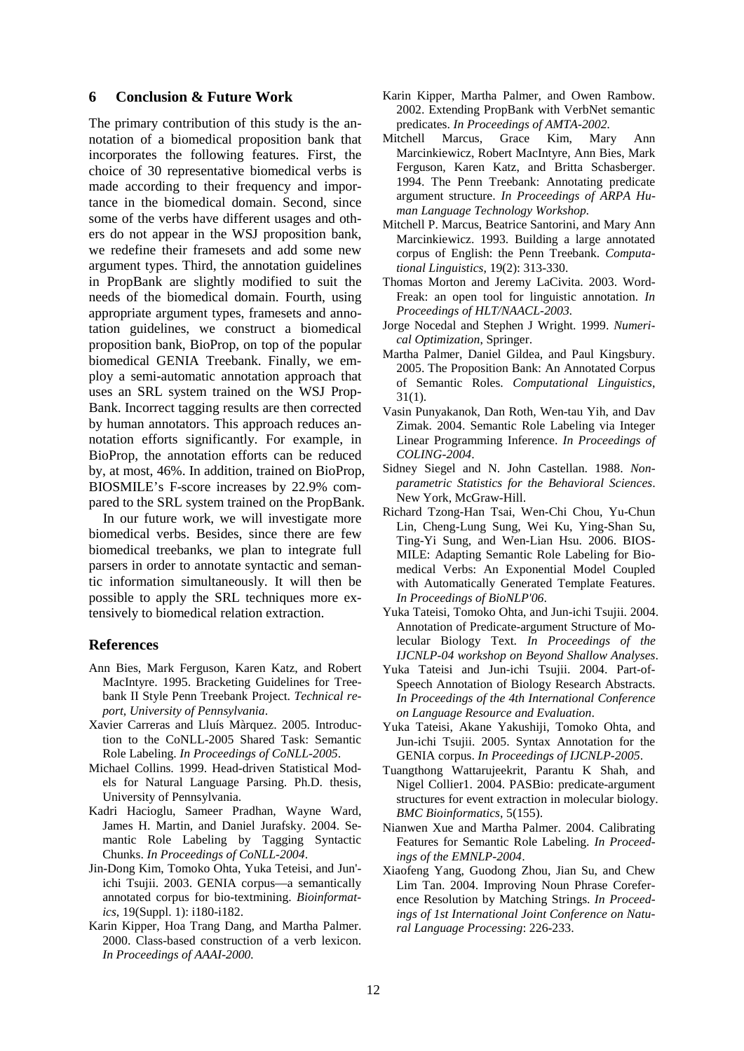## 6 Conclusion & Future Work

The primary contribution of this study is the annotation of a biomedical proposition bank that incorporates the following features. First, the choice of 30 representative biomedical verbs is made according to their frequency and importance in the biomedical domain. Second, since some of the verbs have different usages and others do not appear in the WSJ proposition bank, we redefine their framesets and add some new argument types. Third, the annotation guidelines in PropBank are slightly modified to suit the needs of the biomedical domain. Fourth, using appropriate argument types, framesets and annotation guidelines, we construct a biomedical proposition bank, BioProp, on top of the popular biomedical GENIA Treebank. Finally, we employ a semi-automatic annotation approach that uses an SRL system trained on the WSJ PropBank. Incorrect tagging results are then corrected by human annotators. This approach reduces annotation efforts significantly. For example, in BioProp, the annotation efforts can be reduced by, at most, 46%. In addition, trained on BioProp, BIOSMILE's F-score increases by 22.9% compared to the SRL system trained on the PropBank.

In our future work, we will investigate more biomedical verbs. Besides, since there are few biomedical treebanks, we plan to integrate full parsers in order to annotate syntactic and semantic information simultaneously. It will then be possible to apply the SRL techniques more extensively to biomedical relation extraction.

## References

Ann Bies, Mark Ferguson, Karen Katz, and Robert MacIntyre. 1995. Bracketing Guidelines for Treebank II Style Penn Treebank Project. *Technical report, University of Pennsylvania*.

Xavier Carreras and Lluís Màrquez. 2005. Introduction to the CoNLL-2005 Shared Task: Semantic Role Labeling. *In Proceedings of CoNLL-2005*.

Michael Collins. 1999. Head-driven Statistical Models for Natural Language Parsing. Ph.D. thesis, University of Pennsylvania.

Kadri Hacioglu, Sameer Pradhan, Wayne Ward, James H. Martin, and Daniel Jurafsky. 2004. Semantic Role Labeling by Tagging Syntactic Chunks. *In Proceedings of CoNLL-2004*.

Jin-Dong Kim, Tomoko Ohta, Yuka Teteisi, and Jun'ichi Tsujii. 2003. GENIA corpus—a semantically annotated corpus for bio-textmining. *Bioinformatics*, 19(Suppl. 1): i180-i182.

Karin Kipper, Hoa Trang Dang, and Martha Palmer. 2000. Class-based construction of a verb lexicon. *In Proceedings of AAAI-2000.*

Karin Kipper, Martha Palmer, and Owen Rambow. 2002. Extending PropBank with VerbNet semantic predicates. *In Proceedings of AMTA-2002.*

Mitchell Marcus, Grace Kim, Mary Ann Marcinkiewicz, Robert MacIntyre, Ann Bies, Mark Ferguson, Karen Katz, and Britta Schasberger. 1994. The Penn Treebank: Annotating predicate argument structure. *In Proceedings of ARPA Human Language Technology Workshop.*

Mitchell P. Marcus, Beatrice Santorini, and Mary Ann Marcinkiewicz. 1993. Building a large annotated corpus of English: the Penn Treebank. *Computational Linguistics*, 19(2): 313-330.

Thomas Morton and Jeremy LaCivita. 2003. WordFreak: an open tool for linguistic annotation. *In Proceedings of HLT/NAACL-2003.*

Jorge Nocedal and Stephen J Wright. 1999. *Numerical Optimization*, Springer.

Martha Palmer, Daniel Gildea, and Paul Kingsbury. 2005. The Proposition Bank: An Annotated Corpus of Semantic Roles. *Computational Linguistics*, 31(1).

Vasin Punyakanok, Dan Roth, Wen-tau Yih, and Dav Zimak. 2004. Semantic Role Labeling via Integer Linear Programming Inference. *In Proceedings of COLING-2004*.

Sidney Siegel and N. John Castellan. 1988. *Non-parametric Statistics for the Behavioral Sciences*. New York, McGraw-Hill.

Richard Tzong-Han Tsai, Wen-Chi Chou, Yu-Chun Lin, Cheng-Lung Sung, Wei Ku, Ying-Shan Su, Ting-Yi Sung, and Wen-Lian Hsu. 2006. BIOSMILE: Adapting Semantic Role Labeling for Biomedical Verbs: An Exponential Model Coupled with Automatically Generated Template Features. *In Proceedings of BioNLP'06*.

Yuka Tateisi, Tomoko Ohta, and Jun-ichi Tsujii. 2004. Annotation of Predicate-argument Structure of Molecular Biology Text. *In Proceedings of the IJCNLP-04 workshop on Beyond Shallow Analyses*.

Yuka Tateisi and Jun-ichi Tsujii. 2004. Part-of-Speech Annotation of Biology Research Abstracts. *In Proceedings of the 4th International Conference on Language Resource and Evaluation*.

Yuka Tateisi, Akane Yakushiji, Tomoko Ohta, and Jun-ichi Tsujii. 2005. Syntax Annotation for the GENIA corpus. *In Proceedings of IJCNLP-2005*.

Tuangthong Wattarujeekrit, Parantu K Shah, and Nigel Collier1. 2004. PASBio: predicate-argument structures for event extraction in molecular biology. *BMC Bioinformatics*, 5(155).

Nianwen Xue and Martha Palmer. 2004. Calibrating Features for Semantic Role Labeling. *In Proceedings of the EMNLP-2004*.

Xiaofeng Yang, Guodong Zhou, Jian Su, and Chew Lim Tan. 2004. Improving Noun Phrase Coreference Resolution by Matching Strings. *In Proceedings of 1st International Joint Conference on Natural Language Processing*: 226-233.